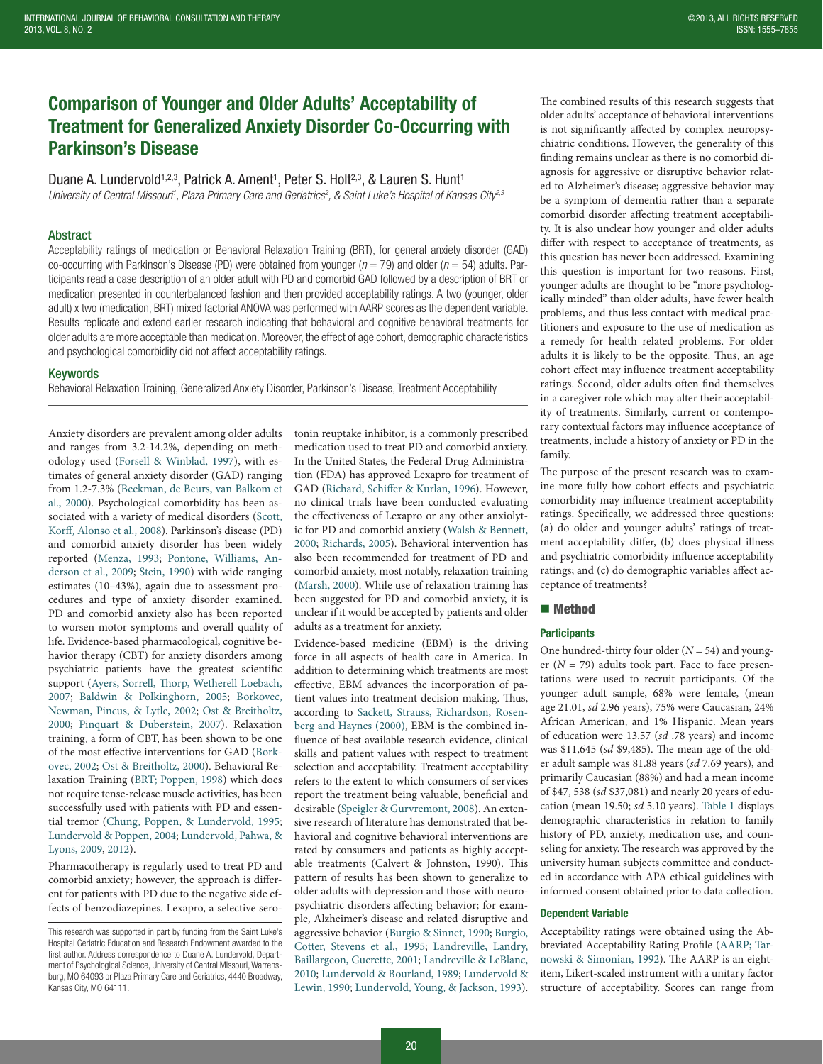# Comparison of Younger and Older Adults' Acceptability of Treatment for Generalized Anxiety Disorder Co-Occurring with Parkinson's Disease

Duane A. Lundervold[1,2,3], Patrick A. Ament[1], Peter S. Holt[2,3], & Lauren S. Hunt[1]

*University of Central Missouri[1], Plaza Primary Care and Geriatrics[2], & Saint Luke's Hospital of Kansas City[2,3]*

## Abstract

Acceptability ratings of medication or Behavioral Relaxation Training (BRT), for general anxiety disorder (GAD) co-occurring with Parkinson's Disease (PD) were obtained from younger ($n = 79$) and older ($n = 54$) adults. Participants read a case description of an older adult with PD and comorbid GAD followed by a description of BRT or medication presented in counterbalanced fashion and then provided acceptability ratings. A two (younger, older adult) x two (medication, BRT) mixed factorial ANOVA was performed with AARP scores as the dependent variable. Results replicate and extend earlier research indicating that behavioral and cognitive behavioral treatments for older adults are more acceptable than medication. Moreover, the effect of age cohort, demographic characteristics and psychological comorbidity did not affect acceptability ratings.

## Keywords

Behavioral Relaxation Training, Generalized Anxiety Disorder, Parkinson's Disease, Treatment Acceptability

---

Anxiety disorders are prevalent among older adults and ranges from 3.2-14.2%, depending on methodology used (Forsell & Winblad, 1997), with estimates of general anxiety disorder (GAD) ranging from 1.2-7.3% (Beekman, de Beurs, van Balkom et al., 2000). Psychological comorbidity has been associated with a variety of medical disorders (Scott, Korff, Alonso et al., 2008). Parkinson's disease (PD) and comorbid anxiety disorder has been widely reported (Menza, 1993; Pontone, Williams, Anderson et al., 2009; Stein, 1990) with wide ranging estimates (10–43%), again due to assessment procedures and type of anxiety disorder examined. PD and comorbid anxiety also has been reported to worsen motor symptoms and overall quality of life. Evidence-based pharmacological, cognitive behavior therapy (CBT) for anxiety disorders among psychiatric patients have the greatest scientific support (Ayers, Sorrell, Thorp, Wetherell Loebach, 2007; Baldwin & Polkinghorn, 2005; Borkovec, Newman, Pincus, & Lytle, 2002; Ost & Breitholtz, 2000; Pinquart & Duberstein, 2007). Relaxation training, a form of CBT, has been shown to be one of the most effective interventions for GAD (Borkovec, 2002; Ost & Breitholtz, 2000). Behavioral Relaxation Training (BRT; Poppen, 1998) which does not require tense-release muscle activities, has been successfully used with patients with PD and essential tremor (Chung, Poppen, & Lundervold, 1995; Lundervold & Poppen, 2004; Lundervold, Pahwa, & Lyons, 2009, 2012).

Pharmacotherapy is regularly used to treat PD and comorbid anxiety; however, the approach is different for patients with PD due to the negative side effects of benzodiazepines. Lexapro, a selective serotonin reuptake inhibitor, is a commonly prescribed medication used to treat PD and comorbid anxiety. In the United States, the Federal Drug Administration (FDA) has approved Lexapro for treatment of GAD (Richard, Schiffer & Kurlan, 1996). However, no clinical trials have been conducted evaluating the effectiveness of Lexapro or any other anxiolytic for PD and comorbid anxiety (Walsh & Bennett, 2000; Richards, 2005). Behavioral intervention has also been recommended for treatment of PD and comorbid anxiety, most notably, relaxation training (Marsh, 2000). While use of relaxation training has been suggested for PD and comorbid anxiety, it is unclear if it would be accepted by patients and older adults as a treatment for anxiety.

Evidence-based medicine (EBM) is the driving force in all aspects of health care in America. In addition to determining which treatments are most effective, EBM advances the incorporation of patient values into treatment decision making. Thus, according to Sackett, Strauss, Richardson, Rosenberg and Haynes (2000), EBM is the combined influence of best available research evidence, clinical skills and patient values with respect to treatment selection and acceptability. Treatment acceptability refers to the extent to which consumers of services report the treatment being valuable, beneficial and desirable (Speigler & Gurvremont, 2008). An extensive research of literature has demonstrated that behavioral and cognitive behavioral interventions are rated by consumers and patients as highly acceptable treatments (Calvert & Johnston, 1990). This pattern of results has been shown to generalize to older adults with depression and those with neuropsychiatric disorders affecting behavior; for example, Alzheimer's disease and related disruptive and aggressive behavior (Burgio & Sinnet, 1990; Burgio, Cotter, Stevens et al., 1995; Landreville, Landry, Baillargeon, Guerette, 2001; Landreville & LeBlanc, 2010; Lundervold & Bourland, 1989; Lundervold & Lewin, 1990; Lundervold, Young, & Jackson, 1993). The combined results of this research suggests that older adults' acceptance of behavioral interventions is not significantly affected by complex neuropsychiatric conditions. However, the generality of this finding remains unclear as there is no comorbid diagnosis for aggressive or disruptive behavior related to Alzheimer's disease; aggressive behavior may be a symptom of dementia rather than a separate comorbid disorder affecting treatment acceptability. It is also unclear how younger and older adults differ with respect to acceptance of treatments, as this question has never been addressed. Examining this question is important for two reasons. First, younger adults are thought to be "more psychologically minded" than older adults, have fewer health problems, and thus less contact with medical practitioners and exposure to the use of medication as a remedy for health related problems. For older adults it is likely to be the opposite. Thus, an age cohort effect may influence treatment acceptability ratings. Second, older adults often find themselves in a caregiver role which may alter their acceptability of treatments. Similarly, current or contemporary contextual factors may influence acceptance of treatments, include a history of anxiety or PD in the family.

The purpose of the present research was to examine more fully how cohort effects and psychiatric comorbidity may influence treatment acceptability ratings. Specifically, we addressed three questions: (a) do older and younger adults' ratings of treatment differ, (b) does physical illness and psychiatric comorbidity influence acceptability ratings; and (c) do demographic variables affect acceptance of treatments?

## Method

### Participants

One hundred-thirty four older ($N = 54$) and younger ($N = 79$) adults took part. Face to face presentations were used to recruit participants. Of the younger adult sample, 68% were female, (mean age 21.01, *sd* 2.96 years), 75% were Caucasian, 24% African American, and 1% Hispanic. Mean years of education were 13.57 (*sd* .78 years) and income was $11,645 (*sd* $9,485). The mean age of the older adult sample was 81.88 years (*sd* 7.69 years), and primarily Caucasian (88%) and had a mean income of $47, 538 (*sd* $37,081) and nearly 20 years of education (mean 19.50; *sd* 5.10 years). Table 1 displays demographic characteristics in relation to family history of PD, anxiety, medication use, and counseling for anxiety. The research was approved by the university human subjects committee and conducted in accordance with APA ethical guidelines with informed consent obtained prior to data collection.

### Dependent Variable

Acceptability ratings were obtained using the Abbreviated Acceptability Rating Profile (AARP; Tarnowski & Simonian, 1992). The AARP is an eight-item, Likert-scaled instrument with a unitary factor structure of acceptability. Scores can range from

---

This research was supported in part by funding from the Saint Luke's Hospital Geriatric Education and Research Endowment awarded to the first author. Address correspondence to Duane A. Lundervold, Department of Psychological Science, University of Central Missouri, Warrensburg, MO 64093 or Plaza Primary Care and Geriatrics, 4440 Broadway, Kansas City, MO 64111.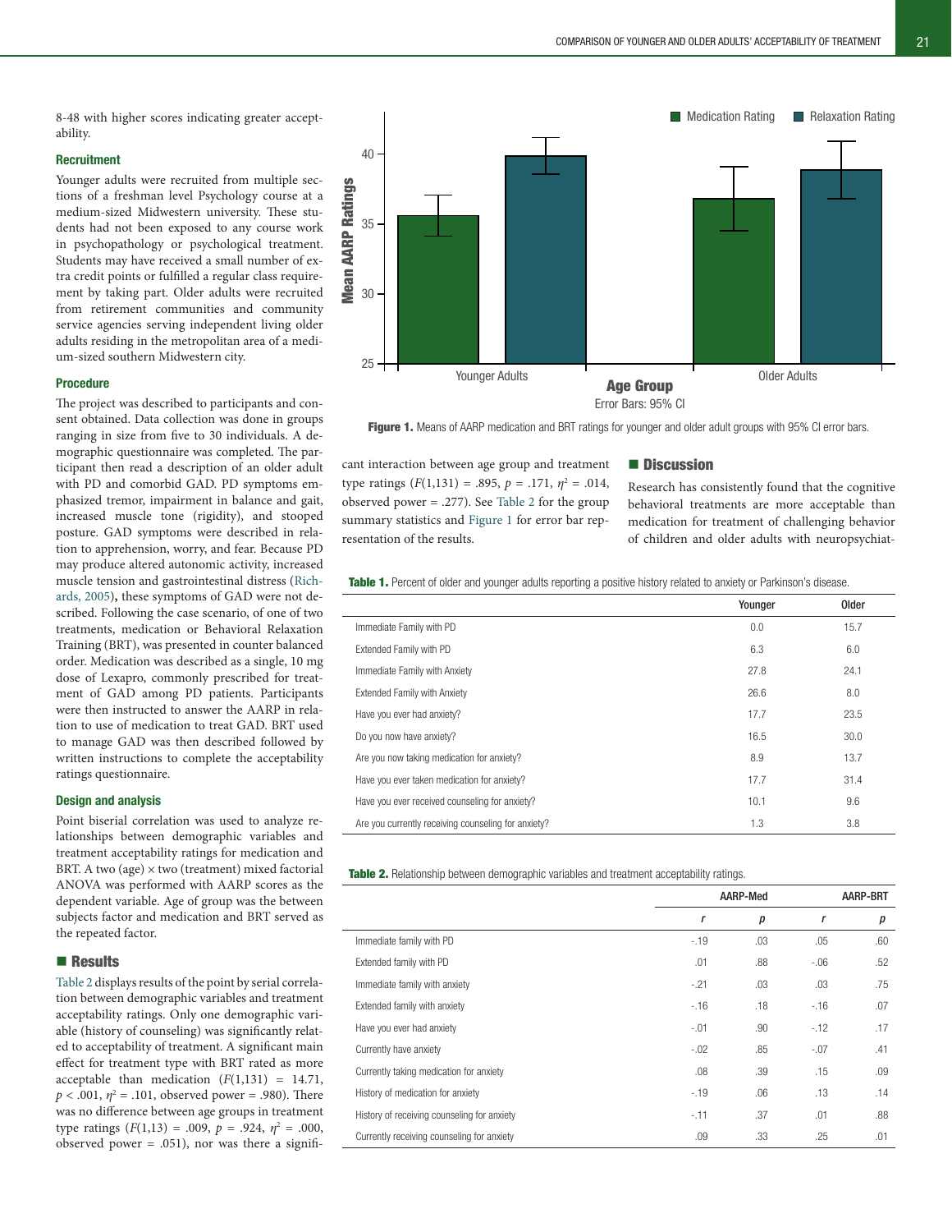8-48 with higher scores indicating greater acceptability.

### Recruitment

Younger adults were recruited from multiple sections of a freshman level Psychology course at a medium-sized Midwestern university. These students had not been exposed to any course work in psychopathology or psychological treatment. Students may have received a small number of extra credit points or fulfilled a regular class requirement by taking part. Older adults were recruited from retirement communities and community service agencies serving independent living older adults residing in the metropolitan area of a medium-sized southern Midwestern city.

### Procedure

The project was described to participants and consent obtained. Data collection was done in groups ranging in size from five to 30 individuals. A demographic questionnaire was completed. The participant then read a description of an older adult with PD and comorbid GAD. PD symptoms emphasized tremor, impairment in balance and gait, increased muscle tone (rigidity), and stooped posture. GAD symptoms were described in relation to apprehension, worry, and fear. Because PD may produce altered autonomic activity, increased muscle tension and gastrointestinal distress (Richards, 2005)**,** these symptoms of GAD were not described. Following the case scenario, of one of two treatments, medication or Behavioral Relaxation Training (BRT), was presented in counter balanced order. Medication was described as a single, 10 mg dose of Lexapro, commonly prescribed for treatment of GAD among PD patients. Participants were then instructed to answer the AARP in relation to use of medication to treat GAD. BRT used to manage GAD was then described followed by written instructions to complete the acceptability ratings questionnaire.

### Design and analysis

Point biserial correlation was used to analyze relationships between demographic variables and treatment acceptability ratings for medication and BRT. A two (age) × two (treatment) mixed factorial ANOVA was performed with AARP scores as the dependent variable. Age of group was the between subjects factor and medication and BRT served as the repeated factor.

## Results

Table 2 displays results of the point by serial correlation between demographic variables and treatment acceptability ratings. Only one demographic variable (history of counseling) was significantly related to acceptability of treatment. A significant main effect for treatment type with BRT rated as more acceptable than medication ($F(1,131) = 14.71$, $p < .001$, $\eta^2 = .101$, observed power = .980). There was no difference between age groups in treatment type ratings ($F(1,13) = .009$, $p = .924$, $\eta^2 = .000$, observed power = .051), nor was there a significant interaction between age group and treatment type ratings ($F(1,131) = .895$, $p = .171$, $\eta^2 = .014$, observed power = .277). See Table 2 for the group summary statistics and Figure 1 for error bar representation of the results.

**Figure 1.** Means of AARP medication and BRT ratings for younger and older adult groups with 95% CI error bars.

## Discussion

Research has consistently found that the cognitive behavioral treatments are more acceptable than medication for treatment of challenging behavior of children and older adults with neuropsychiat-

**Table 1.** Percent of older and younger adults reporting a positive history related to anxiety or Parkinson's disease.

| | Younger | Older |
|---|---|---|
| Immediate Family with PD | 0.0 | 15.7 |
| Extended Family with PD | 6.3 | 6.0 |
| Immediate Family with Anxiety | 27.8 | 24.1 |
| Extended Family with Anxiety | 26.6 | 8.0 |
| Have you ever had anxiety? | 17.7 | 23.5 |
| Do you now have anxiety? | 16.5 | 30.0 |
| Are you now taking medication for anxiety? | 8.9 | 13.7 |
| Have you ever taken medication for anxiety? | 17.7 | 31.4 |
| Have you ever received counseling for anxiety? | 10.1 | 9.6 |
| Are you currently receiving counseling for anxiety? | 1.3 | 3.8 |

**Table 2.** Relationship between demographic variables and treatment acceptability ratings.

| | AARP-Med | | AARP-BRT | |
|---|---|---|---|---|
| | *r* | *p* | *r* | *p* |
| Immediate family with PD | -.19 | .03 | .05 | .60 |
| Extended family with PD | .01 | .88 | -.06 | .52 |
| Immediate family with anxiety | -.21 | .03 | .03 | .75 |
| Extended family with anxiety | -.16 | .18 | -.16 | .07 |
| Have you ever had anxiety | -.01 | .90 | -.12 | .17 |
| Currently have anxiety | -.02 | .85 | -.07 | .41 |
| Currently taking medication for anxiety | .08 | .39 | .15 | .09 |
| History of medication for anxiety | -.19 | .06 | .13 | .14 |
| History of receiving counseling for anxiety | -.11 | .37 | .01 | .88 |
| Currently receiving counseling for anxiety | .09 | .33 | .25 | .01 |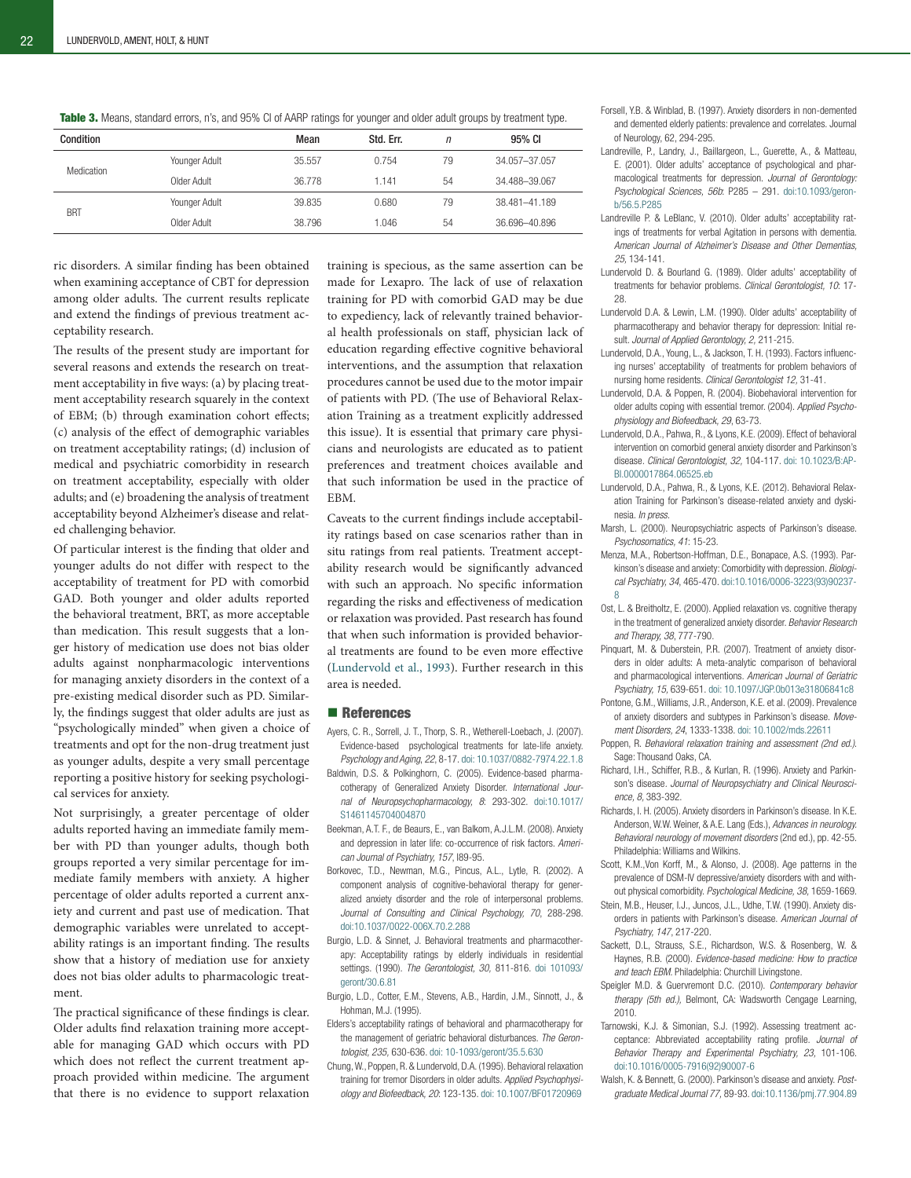**Table 3.** Means, standard errors, n's, and 95% CI of AARP ratings for younger and older adult groups by treatment type.

| Condition | | Mean | Std. Err. | *n* | 95% CI |
|---|---|---|---|---|---|
| Medication | Younger Adult | 35.557 | 0.754 | 79 | 34.057–37.057 |
| | Older Adult | 36.778 | 1.141 | 54 | 34.488–39.067 |
| BRT | Younger Adult | 39.835 | 0.680 | 79 | 38.481–41.189 |
| | Older Adult | 38.796 | 1.046 | 54 | 36.696–40.896 |

ric disorders. A similar finding has been obtained when examining acceptance of CBT for depression among older adults. The current results replicate and extend the findings of previous treatment acceptability research.

The results of the present study are important for several reasons and extends the research on treatment acceptability in five ways: (a) by placing treatment acceptability research squarely in the context of EBM; (b) through examination cohort effects; (c) analysis of the effect of demographic variables on treatment acceptability ratings; (d) inclusion of medical and psychiatric comorbidity in research on treatment acceptability, especially with older adults; and (e) broadening the analysis of treatment acceptability beyond Alzheimer's disease and related challenging behavior.

Of particular interest is the finding that older and younger adults do not differ with respect to the acceptability of treatment for PD with comorbid GAD. Both younger and older adults reported the behavioral treatment, BRT, as more acceptable than medication. This result suggests that a longer history of medication use does not bias older adults against nonpharmacologic interventions for managing anxiety disorders in the context of a pre-existing medical disorder such as PD. Similarly, the findings suggest that older adults are just as "psychologically minded" when given a choice of treatments and opt for the non-drug treatment just as younger adults, despite a very small percentage reporting a positive history for seeking psychological services for anxiety.

Not surprisingly, a greater percentage of older adults reported having an immediate family member with PD than younger adults, though both groups reported a very similar percentage for immediate family members with anxiety. A higher percentage of older adults reported a current anxiety and current and past use of medication. That demographic variables were unrelated to acceptability ratings is an important finding. The results show that a history of mediation use for anxiety does not bias older adults to pharmacologic treatment.

The practical significance of these findings is clear. Older adults find relaxation training more acceptable for managing GAD which occurs with PD which does not reflect the current treatment approach provided within medicine. The argument that there is no evidence to support relaxation training is specious, as the same assertion can be made for Lexapro. The lack of use of relaxation training for PD with comorbid GAD may be due to expediency, lack of relevantly trained behavioral health professionals on staff, physician lack of education regarding effective cognitive behavioral interventions, and the assumption that relaxation procedures cannot be used due to the motor impair of patients with PD. (The use of Behavioral Relaxation Training as a treatment explicitly addressed this issue). It is essential that primary care physicians and neurologists are educated as to patient preferences and treatment choices available and that such information be used in the practice of EBM.

Caveats to the current findings include acceptability ratings based on case scenarios rather than in situ ratings from real patients. Treatment acceptability research would be significantly advanced with such an approach. No specific information regarding the risks and effectiveness of medication or relaxation was provided. Past research has found that when such information is provided behavioral treatments are found to be even more effective (Lundervold et al., 1993). Further research in this area is needed.

## References

Ayers, C. R., Sorrell, J. T., Thorp, S. R., Wetherell-Loebach, J. (2007). Evidence-based psychological treatments for late-life anxiety. *Psychology and Aging, 22*, 8-17. doi: 10.1037/0882-7974.22.1.8

Baldwin, D.S. & Polkinghorn, C. (2005). Evidence-based pharmacotherapy of Generalized Anxiety Disorder. *International Journal of Neuropsychopharmacology, 8*: 293-302. doi:10.1017/S1461145704004870

Beekman, A.T. F., de Beaurs, E., van Balkom, A.J.L.M. (2008). Anxiety and depression in later life: co-occurrence of risk factors. *American Journal of Psychiatry, 157*, l89-95.

Borkovec, T.D., Newman, M.G., Pincus, A.L., Lytle, R. (2002). A component analysis of cognitive-behavioral therapy for generalized anxiety disorder and the role of interpersonal problems. *Journal of Consulting and Clinical Psychology, 70*, 288-298. doi:10.1037/0022-006X.70.2.288

Burgio, L.D. & Sinnet, J. Behavioral treatments and pharmacotherapy: Acceptability ratings by elderly individuals in residential settings. (1990). *The Gerontologist, 30,* 811-816. doi 101093/geront/30.6.81

Burgio, L.D., Cotter, E.M., Stevens, A.B., Hardin, J.M., Sinnott, J., & Hohman, M.J. (1995).

Elders's acceptability ratings of behavioral and pharmacotherapy for the management of geriatric behavioral disturbances. *The Gerontologist, 235*, 630-636. doi: 10-1093/geront/35.5.630

Chung, W., Poppen, R. & Lundervold, D.A. (1995). Behavioral relaxation training for tremor Disorders in older adults. *Applied Psychophysiology and Biofeedback, 20*: 123-135. doi: 10.1007/BF01720969

Forsell, Y.B. & Winblad, B. (1997). Anxiety disorders in non-demented and demented elderly patients: prevalence and correlates. Journal of Neurology, 62, 294-295.

Landreville, P., Landry, J., Baillargeon, L., Guerette, A., & Matteau, E. (2001). Older adults' acceptance of psychological and pharmacological treatments for depression. *Journal of Gerontology: Psychological Sciences, 56b*: P285 – 291. doi:10.1093/geronb/56.5.P285

Landreville P. & LeBlanc, V. (2010). Older adults' acceptability ratings of treatments for verbal Agitation in persons with dementia. *American Journal of Alzheimer's Disease and Other Dementias, 25*, 134-141.

Lundervold D. & Bourland G. (1989). Older adults' acceptability of treatments for behavior problems. *Clinical Gerontologist, 10*: 17-28.

Lundervold D.A. & Lewin, L.M. (1990). Older adults' acceptability of pharmacotherapy and behavior therapy for depression: Initial result. *Journal of Applied Gerontology, 2*, 211-215.

Lundervold, D.A., Young, L., & Jackson, T. H. (1993). Factors influencing nurses' acceptability of treatments for problem behaviors of nursing home residents. *Clinical Gerontologist 12*, 31-41.

Lundervold, D.A. & Poppen, R. (2004). Biobehavioral intervention for older adults coping with essential tremor. (2004). *Applied Psychophysiology and Biofeedback, 29*, 63-73.

Lundervold, D.A., Pahwa, R., & Lyons, K.E. (2009). Effect of behavioral intervention on comorbid general anxiety disorder and Parkinson's disease. *Clinical Gerontologist, 32,* 104-117. doi: 10.1023/B:APBI.0000017864.06525.eb

Lundervold, D.A., Pahwa, R., & Lyons, K.E. (2012). Behavioral Relaxation Training for Parkinson's disease-related anxiety and dyskinesia. *In press.*

Marsh, L. (2000). Neuropsychiatric aspects of Parkinson's disease. *Psychosomatics, 41*: 15-23.

Menza, M.A., Robertson-Hoffman, D.E., Bonapace, A.S. (1993). Parkinson's disease and anxiety: Comorbidity with depression. *Biological Psychiatry, 34*, 465-470. doi:10.1016/0006-3223(93)90237-8

Ost, L. & Breitholtz, E. (2000). Applied relaxation vs. cognitive therapy in the treatment of generalized anxiety disorder. *Behavior Research and Therapy, 38*, 777-790.

Pinquart, M. & Duberstein, P.R. (2007). Treatment of anxiety disorders in older adults: A meta-analytic comparison of behavioral and pharmacological interventions. *American Journal of Geriatric Psychiatry, 15*, 639-651. doi: 10.1097/JGP.0b013e31806841c8

Pontone, G.M., Williams, J.R., Anderson, K.E. et al. (2009). Prevalence of anxiety disorders and subtypes in Parkinson's disease. *Movement Disorders, 24*, 1333-1338. doi: 10.1002/mds.22611

Poppen, R. *Behavioral relaxation training and assessment (2nd ed.)*. Sage: Thousand Oaks, CA.

Richard, I.H., Schiffer, R.B., & Kurlan, R. (1996). Anxiety and Parkinson's disease. *Journal of Neuropsychiatry and Clinical Neuroscience, 8*, 383-392.

Richards, I. H. (2005). Anxiety disorders in Parkinson's disease. In K.E. Anderson, W.W. Weiner, & A.E. Lang (Eds.), *Advances in neurology. Behavioral neurology of movement disorders* (2nd ed.), pp. 42-55. Philadelphia: Williams and Wilkins.

Scott, K.M.,Von Korff, M., & Alonso, J. (2008). Age patterns in the prevalence of DSM-IV depressive/anxiety disorders with and without physical comorbidity. *Psychological Medicine, 38*, 1659-1669.

Stein, M.B., Heuser, I.J., Juncos, J.L., Udhe, T.W. (1990). Anxiety disorders in patients with Parkinson's disease. *American Journal of Psychiatry, 147*, 217-220.

Sackett, D.L, Strauss, S.E., Richardson, W.S. & Rosenberg, W. & Haynes, R.B. (2000). *Evidence-based medicine: How to practice and teach EBM.* Philadelphia: Churchill Livingstone.

Speigler M.D. & Guervremont D.C. (2010). *Contemporary behavior therapy (5th ed.),* Belmont, CA: Wadsworth Cengage Learning, 2010.

Tarnowski, K.J. & Simonian, S.J. (1992). Assessing treatment acceptance: Abbreviated acceptability rating profile. *Journal of Behavior Therapy and Experimental Psychiatry, 23*, 101-106. doi:10.1016/0005-7916(92)90007-6

Walsh, K. & Bennett, G. (2000). Parkinson's disease and anxiety. *Postgraduate Medical Journal 77*, 89-93. doi:10.1136/pmj.77.904.89